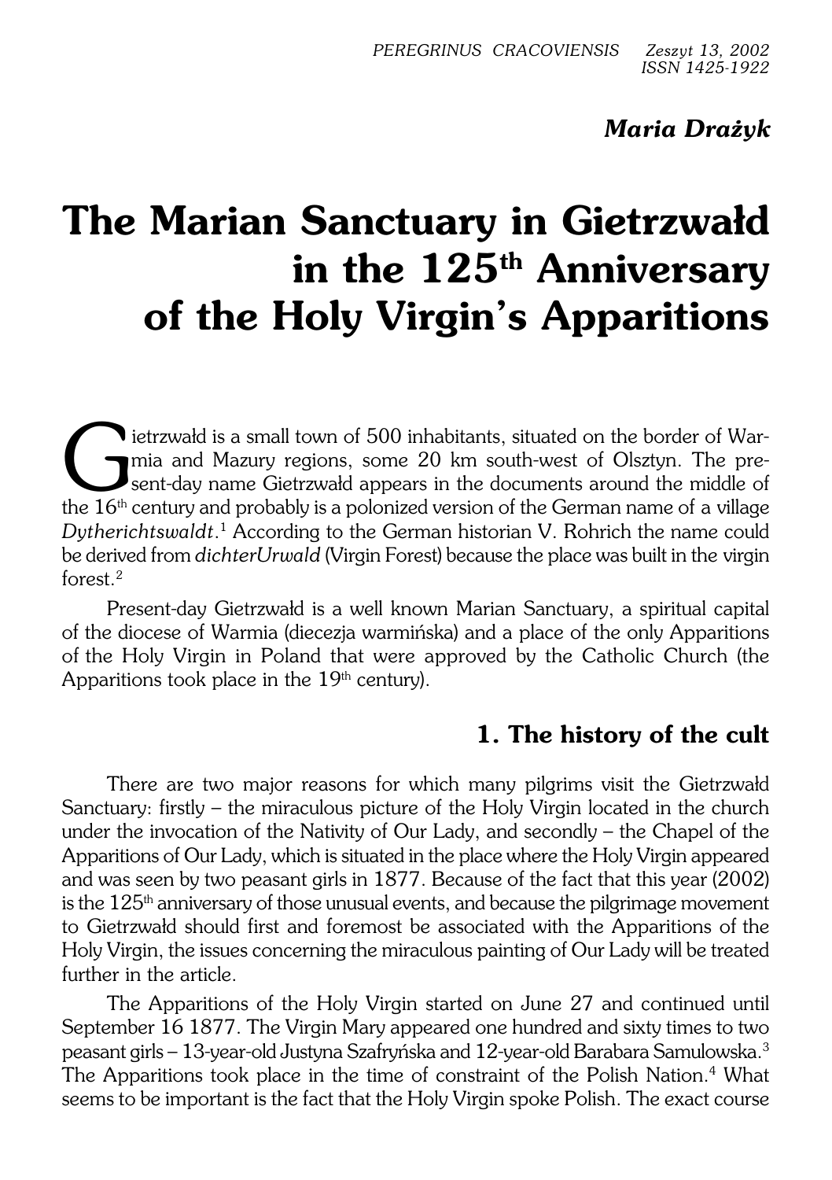*Maria Drażyk*

# The Marian Sanctuary in Gietrzwałd in the 125th Anniversary of the Holy Virgin's Apparitions

Gietrzwałd is a small town of 500 inhabitants, situated on the border of Warmia and Mazury regions, some 20 km south-west of Olsztyn. The present-day name Gietrzwałd appears in the documents around the middle of the 16th century and probably is a polonized version of the German name of a village *Dytherichtswaldt*.[1] According to the German historian V. Rohrich the name could be derived from *dichterUrwald* (Virgin Forest) because the place was built in the virgin forest.[2]

Present-day Gietrzwałd is a well known Marian Sanctuary, a spiritual capital of the diocese of Warmia (diecezja warmińska) and a place of the only Apparitions of the Holy Virgin in Poland that were approved by the Catholic Church (the Apparitions took place in the 19th century).

## 1. The history of the cult

There are two major reasons for which many pilgrims visit the Gietrzwałd Sanctuary: firstly – the miraculous picture of the Holy Virgin located in the church under the invocation of the Nativity of Our Lady, and secondly – the Chapel of the Apparitions of Our Lady, which is situated in the place where the Holy Virgin appeared and was seen by two peasant girls in 1877. Because of the fact that this year (2002) is the 125th anniversary of those unusual events, and because the pilgrimage movement to Gietrzwałd should first and foremost be associated with the Apparitions of the Holy Virgin, the issues concerning the miraculous painting of Our Lady will be treated further in the article.

The Apparitions of the Holy Virgin started on June 27 and continued until September 16 1877. The Virgin Mary appeared one hundred and sixty times to two peasant girls – 13-year-old Justyna Szafryńska and 12-year-old Barabara Samulowska.[3] The Apparitions took place in the time of constraint of the Polish Nation.[4] What seems to be important is the fact that the Holy Virgin spoke Polish. The exact course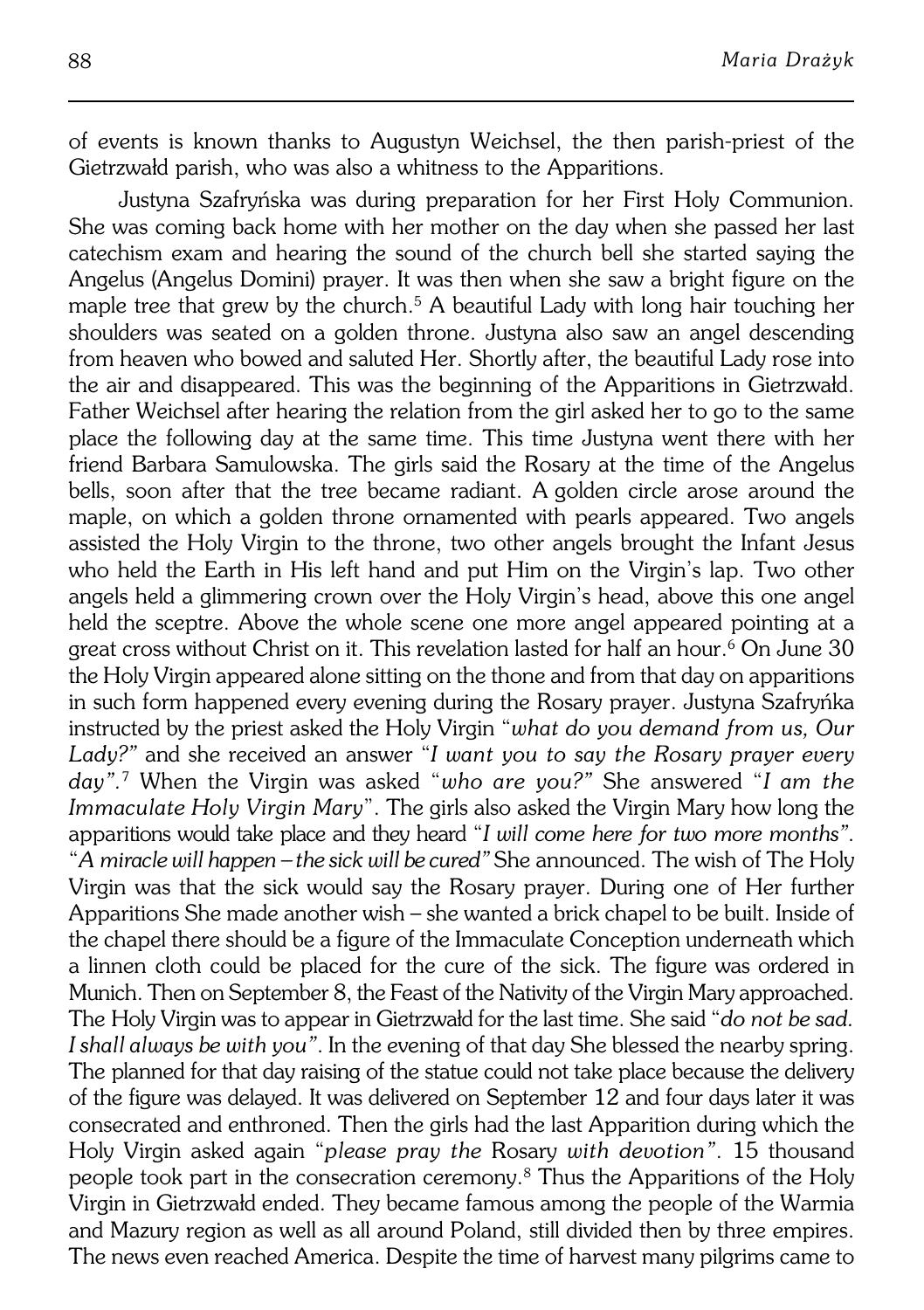of events is known thanks to Augustyn Weichsel, the then parish-priest of the Gietrzwałd parish, who was also a whitness to the Apparitions.

Justyna Szafryńska was during preparation for her First Holy Communion. She was coming back home with her mother on the day when she passed her last catechism exam and hearing the sound of the church bell she started saying the Angelus (Angelus Domini) prayer. It was then when she saw a bright figure on the maple tree that grew by the church.[5] A beautiful Lady with long hair touching her shoulders was seated on a golden throne. Justyna also saw an angel descending from heaven who bowed and saluted Her. Shortly after, the beautiful Lady rose into the air and disappeared. This was the beginning of the Apparitions in Gietrzwałd. Father Weichsel after hearing the relation from the girl asked her to go to the same place the following day at the same time. This time Justyna went there with her friend Barbara Samulowska. The girls said the Rosary at the time of the Angelus bells, soon after that the tree became radiant. A golden circle arose around the maple, on which a golden throne ornamented with pearls appeared. Two angels assisted the Holy Virgin to the throne, two other angels brought the Infant Jesus who held the Earth in His left hand and put Him on the Virgin's lap. Two other angels held a glimmering crown over the Holy Virgin's head, above this one angel held the sceptre. Above the whole scene one more angel appeared pointing at a great cross without Christ on it. This revelation lasted for half an hour.[6] On June 30 the Holy Virgin appeared alone sitting on the thone and from that day on apparitions in such form happened every evening during the Rosary prayer. Justyna Szafryńka instructed by the priest asked the Holy Virgin "*what do you demand from us, Our Lady?*" and she received an answer "*I want you to say the Rosary prayer every day*".[7] When the Virgin was asked "*who are you?*" She answered "*I am the Immaculate Holy Virgin Mary*". The girls also asked the Virgin Mary how long the apparitions would take place and they heard "*I will come here for two more months*". "*A miracle will happen – the sick will be cured*" She announced. The wish of The Holy Virgin was that the sick would say the Rosary prayer. During one of Her further Apparitions She made another wish – she wanted a brick chapel to be built. Inside of the chapel there should be a figure of the Immaculate Conception underneath which a linnen cloth could be placed for the cure of the sick. The figure was ordered in Munich. Then on September 8, the Feast of the Nativity of the Virgin Mary approached. The Holy Virgin was to appear in Gietrzwałd for the last time. She said "*do not be sad. I shall always be with you*". In the evening of that day She blessed the nearby spring. The planned for that day raising of the statue could not take place because the delivery of the figure was delayed. It was delivered on September 12 and four days later it was consecrated and enthroned. Then the girls had the last Apparition during which the Holy Virgin asked again "*please pray the* Rosary *with devotion*". 15 thousand people took part in the consecration ceremony.[8] Thus the Apparitions of the Holy Virgin in Gietrzwałd ended. They became famous among the people of the Warmia and Mazury region as well as all around Poland, still divided then by three empires. The news even reached America. Despite the time of harvest many pilgrims came to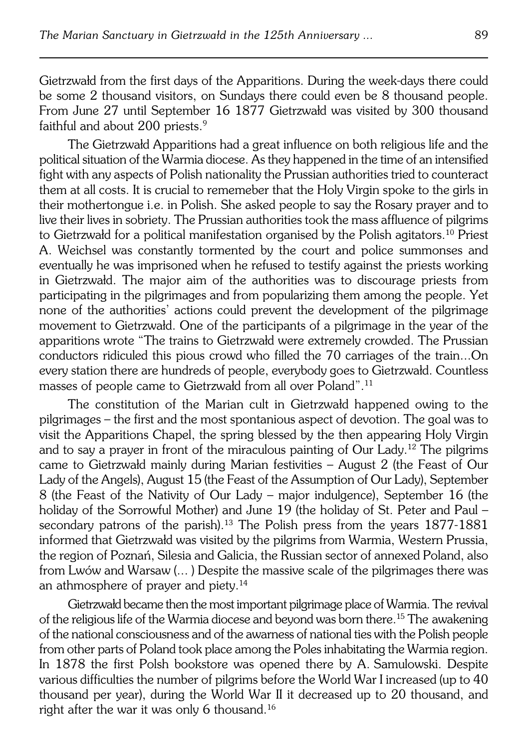Gietrzwałd from the first days of the Apparitions. During the week-days there could be some 2 thousand visitors, on Sundays there could even be 8 thousand people. From June 27 until September 16 1877 Gietrzwałd was visited by 300 thousand faithful and about 200 priests.[9]

The Gietrzwałd Apparitions had a great influence on both religious life and the political situation of the Warmia diocese. As they happened in the time of an intensified fight with any aspects of Polish nationality the Prussian authorities tried to counteract them at all costs. It is crucial to rememeber that the Holy Virgin spoke to the girls in their mothertongue i.e. in Polish. She asked people to say the Rosary prayer and to live their lives in sobriety. The Prussian authorities took the mass affluence of pilgrims to Gietrzwałd for a political manifestation organised by the Polish agitators.[10] Priest A. Weichsel was constantly tormented by the court and police summonses and eventually he was imprisoned when he refused to testify against the priests working in Gietrzwałd. The major aim of the authorities was to discourage priests from participating in the pilgrimages and from popularizing them among the people. Yet none of the authorities' actions could prevent the development of the pilgrimage movement to Gietrzwałd. One of the participants of a pilgrimage in the year of the apparitions wrote "The trains to Gietrzwałd were extremely crowded. The Prussian conductors ridiculed this pious crowd who filled the 70 carriages of the train...On every station there are hundreds of people, everybody goes to Gietrzwałd. Countless masses of people came to Gietrzwałd from all over Poland".[11]

The constitution of the Marian cult in Gietrzwałd happened owing to the pilgrimages – the first and the most spontanious aspect of devotion. The goal was to visit the Apparitions Chapel, the spring blessed by the then appearing Holy Virgin and to say a prayer in front of the miraculous painting of Our Lady.[12] The pilgrims came to Gietrzwałd mainly during Marian festivities – August 2 (the Feast of Our Lady of the Angels), August 15 (the Feast of the Assumption of Our Lady), September 8 (the Feast of the Nativity of Our Lady – major indulgence), September 16 (the holiday of the Sorrowful Mother) and June 19 (the holiday of St. Peter and Paul – secondary patrons of the parish).[13] The Polish press from the years 1877-1881 informed that Gietrzwałd was visited by the pilgrims from Warmia, Western Prussia, the region of Poznań, Silesia and Galicia, the Russian sector of annexed Poland, also from Lwów and Warsaw (... ) Despite the massive scale of the pilgrimages there was an athmosphere of prayer and piety.[14]

Gietrzwałd became then the most important pilgrimage place of Warmia. The revival of the religious life of the Warmia diocese and beyond was born there.[15] The awakening of the national consciousness and of the awarness of national ties with the Polish people from other parts of Poland took place among the Poles inhabitating the Warmia region. In 1878 the first Polish bookstore was opened there by A. Samulowski. Despite various difficulties the number of pilgrims before the World War I increased (up to 40 thousand per year), during the World War II it decreased up to 20 thousand, and right after the war it was only 6 thousand.[16]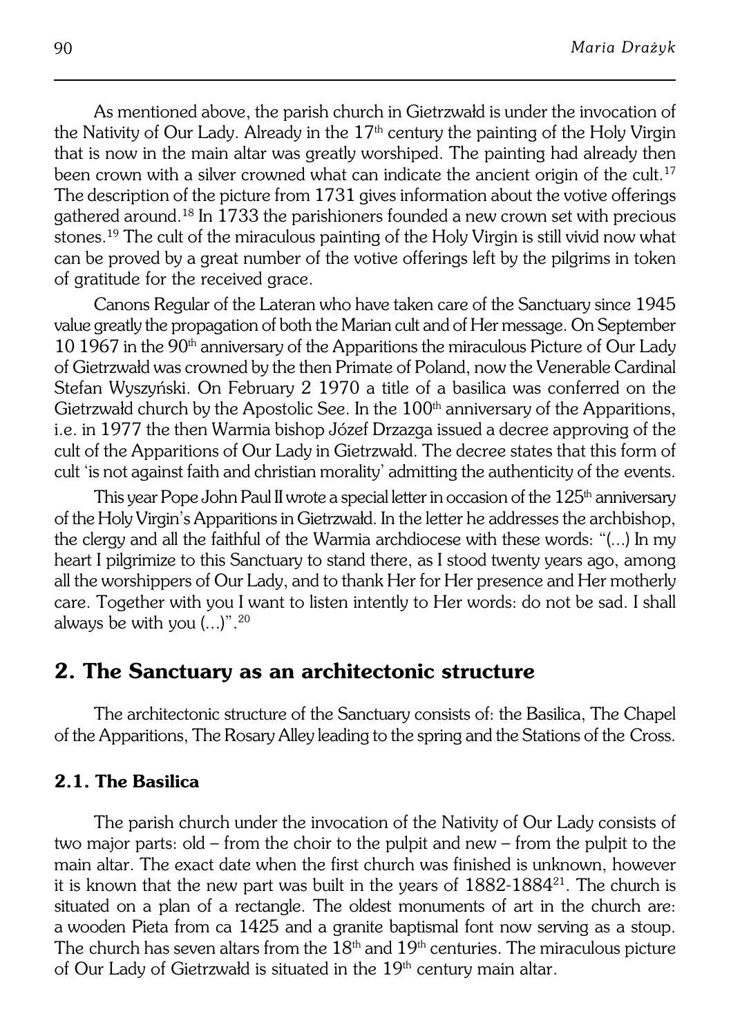As mentioned above, the parish church in Gietrzwałd is under the invocation of the Nativity of Our Lady. Already in the 17th century the painting of the Holy Virgin that is now in the main altar was greatly worshiped. The painting had already then been crown with a silver crowned what can indicate the ancient origin of the cult.[17] The description of the picture from 1731 gives information about the votive offerings gathered around.[18] In 1733 the parishioners founded a new crown set with precious stones.[19] The cult of the miraculous painting of the Holy Virgin is still vivid now what can be proved by a great number of the votive offerings left by the pilgrims in token of gratitude for the received grace.

Canons Regular of the Lateran who have taken care of the Sanctuary since 1945 value greatly the propagation of both the Marian cult and of Her message. On September 10 1967 in the 90th anniversary of the Apparitions the miraculous Picture of Our Lady of Gietrzwałd was crowned by the then Primate of Poland, now the Venerable Cardinal Stefan Wyszyński. On February 2 1970 a title of a basilica was conferred on the Gietrzwałd church by the Apostolic See. In the 100th anniversary of the Apparitions, i.e. in 1977 the then Warmia bishop Józef Drzazga issued a decree approving of the cult of the Apparitions of Our Lady in Gietrzwałd. The decree states that this form of cult 'is not against faith and christian morality' admitting the authenticity of the events.

This year Pope John Paul II wrote a special letter in occasion of the 125th anniversary of the Holy Virgin's Apparitions in Gietrzwałd. In the letter he addresses the archbishop, the clergy and all the faithful of the Warmia archdiocese with these words: "(...) In my heart I pilgrimize to this Sanctuary to stand there, as I stood twenty years ago, among all the worshippers of Our Lady, and to thank Her for Her presence and Her motherly care. Together with you I want to listen intently to Her words: do not be sad. I shall always be with you (...)".[20]

## 2. The Sanctuary as an architectonic structure

The architectonic structure of the Sanctuary consists of: the Basilica, The Chapel of the Apparitions, The Rosary Alley leading to the spring and the Stations of the Cross.

### 2.1. The Basilica

The parish church under the invocation of the Nativity of Our Lady consists of two major parts: old – from the choir to the pulpit and new – from the pulpit to the main altar. The exact date when the first church was finished is unknown, however it is known that the new part was built in the years of 1882-1884[21]. The church is situated on a plan of a rectangle. The oldest monuments of art in the church are: a wooden Pieta from ca 1425 and a granite baptismal font now serving as a stoup. The church has seven altars from the 18th and 19th centuries. The miraculous picture of Our Lady of Gietrzwałd is situated in the 19th century main altar.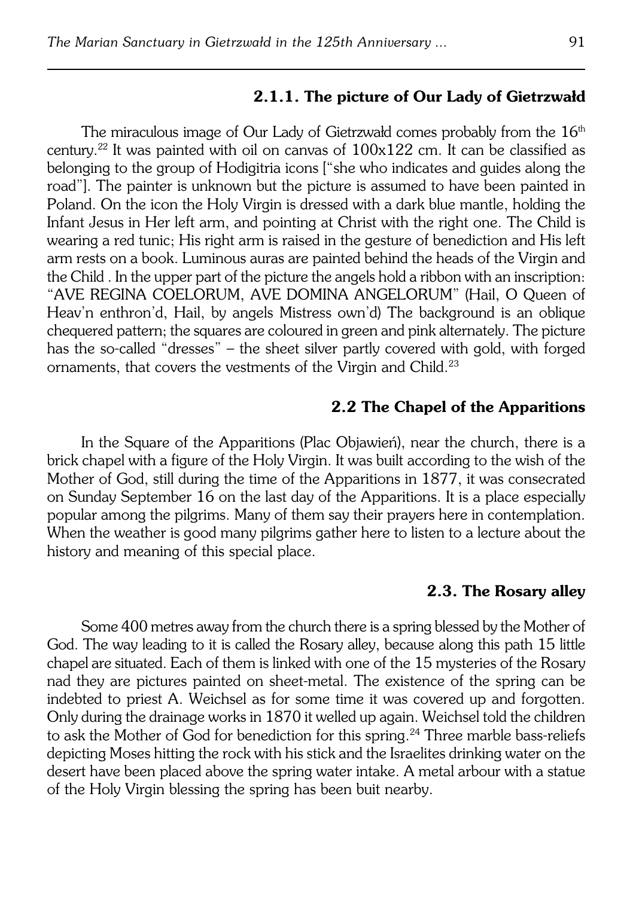#### 2.1.1. The picture of Our Lady of Gietrzwałd

The miraculous image of Our Lady of Gietrzwałd comes probably from the 16th century.[22] It was painted with oil on canvas of 100x122 cm. It can be classified as belonging to the group of Hodigitria icons ["she who indicates and guides along the road"]. The painter is unknown but the picture is assumed to have been painted in Poland. On the icon the Holy Virgin is dressed with a dark blue mantle, holding the Infant Jesus in Her left arm, and pointing at Christ with the right one. The Child is wearing a red tunic; His right arm is raised in the gesture of benediction and His left arm rests on a book. Luminous auras are painted behind the heads of the Virgin and the Child . In the upper part of the picture the angels hold a ribbon with an inscription: "AVE REGINA COELORUM, AVE DOMINA ANGELORUM" (Hail, O Queen of Heav'n enthron'd, Hail, by angels Mistress own'd) The background is an oblique chequered pattern; the squares are coloured in green and pink alternately. The picture has the so-called "dresses" – the sheet silver partly covered with gold, with forged ornaments, that covers the vestments of the Virgin and Child.[23]

### 2.2 The Chapel of the Apparitions

In the Square of the Apparitions (Plac Objawień), near the church, there is a brick chapel with a figure of the Holy Virgin. It was built according to the wish of the Mother of God, still during the time of the Apparitions in 1877, it was consecrated on Sunday September 16 on the last day of the Apparitions. It is a place especially popular among the pilgrims. Many of them say their prayers here in contemplation. When the weather is good many pilgrims gather here to listen to a lecture about the history and meaning of this special place.

### 2.3. The Rosary alley

Some 400 metres away from the church there is a spring blessed by the Mother of God. The way leading to it is called the Rosary alley, because along this path 15 little chapel are situated. Each of them is linked with one of the 15 mysteries of the Rosary nad they are pictures painted on sheet-metal. The existence of the spring can be indebted to priest A. Weichsel as for some time it was covered up and forgotten. Only during the drainage works in 1870 it welled up again. Weichsel told the children to ask the Mother of God for benediction for this spring.[24] Three marble bass-reliefs depicting Moses hitting the rock with his stick and the Israelites drinking water on the desert have been placed above the spring water intake. A metal arbour with a statue of the Holy Virgin blessing the spring has been buit nearby.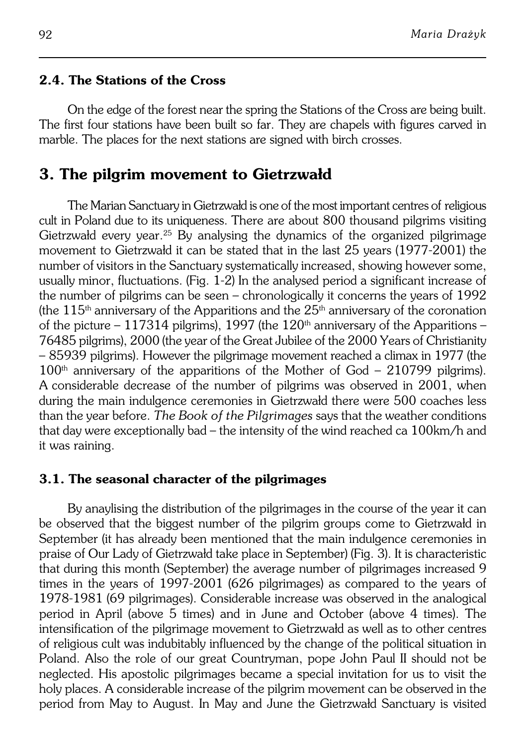### 2.4. The Stations of the Cross

On the edge of the forest near the spring the Stations of the Cross are being built. The first four stations have been built so far. They are chapels with figures carved in marble. The places for the next stations are signed with birch crosses.

## 3. The pilgrim movement to Gietrzwałd

The Marian Sanctuary in Gietrzwałd is one of the most important centres of religious cult in Poland due to its uniqueness. There are about 800 thousand pilgrims visiting Gietrzwałd every year.[25] By analysing the dynamics of the organized pilgrimage movement to Gietrzwałd it can be stated that in the last 25 years (1977-2001) the number of visitors in the Sanctuary systematically increased, showing however some, usually minor, fluctuations. (Fig. 1-2) In the analysed period a significant increase of the number of pilgrims can be seen – chronologically it concerns the years of 1992 (the 115th anniversary of the Apparitions and the 25th anniversary of the coronation of the picture – 117314 pilgrims), 1997 (the 120th anniversary of the Apparitions – 76485 pilgrims), 2000 (the year of the Great Jubilee of the 2000 Years of Christianity – 85939 pilgrims). However the pilgrimage movement reached a climax in 1977 (the 100th anniversary of the apparitions of the Mother of God – 210799 pilgrims). A considerable decrease of the number of pilgrims was observed in 2001, when during the main indulgence ceremonies in Gietrzwałd there were 500 coaches less than the year before. *The Book of the Pilgrimages* says that the weather conditions that day were exceptionally bad – the intensity of the wind reached ca 100km/h and it was raining.

### 3.1. The seasonal character of the pilgrimages

By anaylising the distribution of the pilgrimages in the course of the year it can be observed that the biggest number of the pilgrim groups come to Gietrzwałd in September (it has already been mentioned that the main indulgence ceremonies in praise of Our Lady of Gietrzwałd take place in September) (Fig. 3). It is characteristic that during this month (September) the average number of pilgrimages increased 9 times in the years of 1997-2001 (626 pilgrimages) as compared to the years of 1978-1981 (69 pilgrimages). Considerable increase was observed in the analogical period in April (above 5 times) and in June and October (above 4 times). The intensification of the pilgrimage movement to Gietrzwałd as well as to other centres of religious cult was indubitably influenced by the change of the political situation in Poland. Also the role of our great Countryman, pope John Paul II should not be neglected. His apostolic pilgrimages became a special invitation for us to visit the holy places. A considerable increase of the pilgrim movement can be observed in the period from May to August. In May and June the Gietrzwałd Sanctuary is visited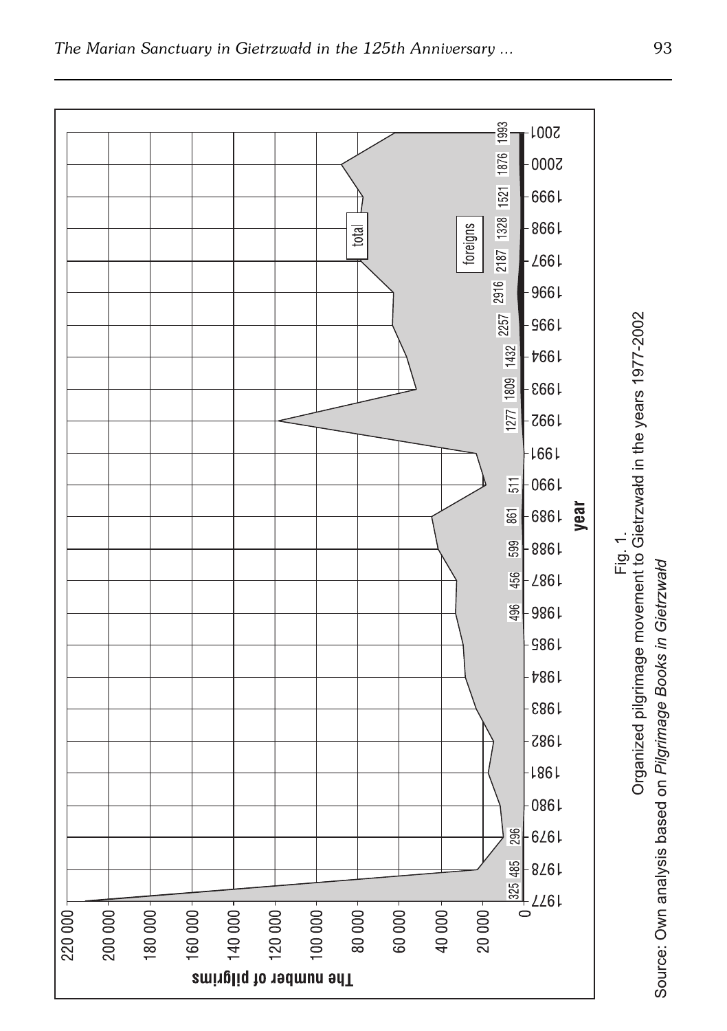Fig. 1.
Organized pilgrimage movement to Gietrzwałd in the years 1977-2002
Source: Own analysis based on *Pilgrimage Books in Gietrzwałd*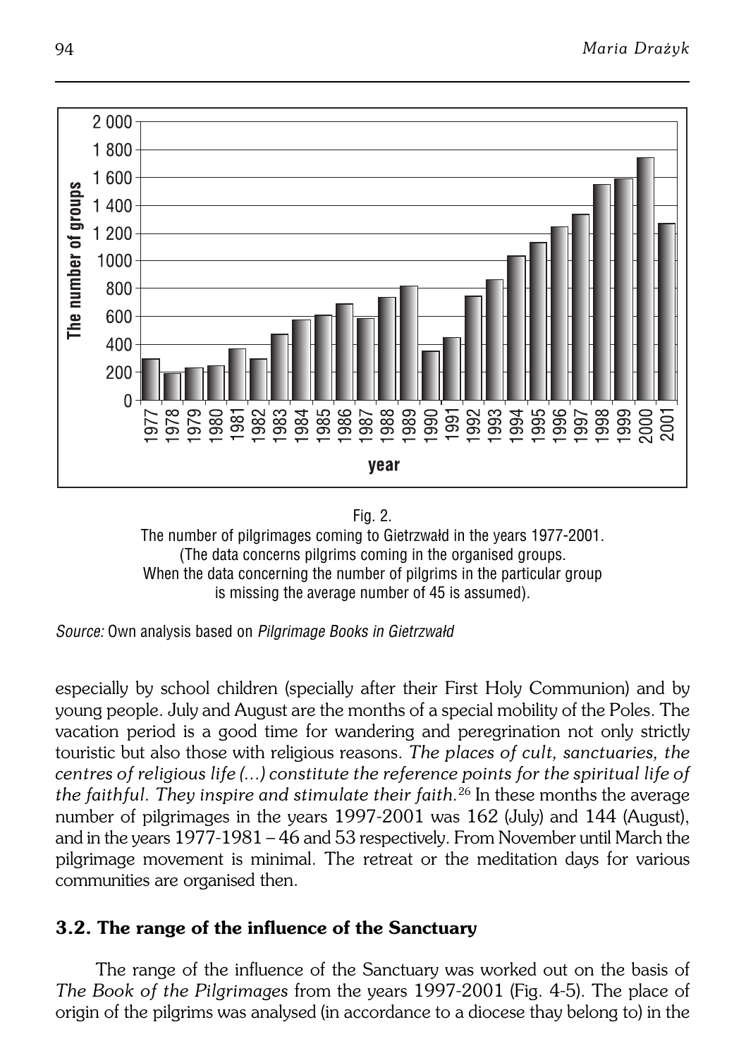Fig. 2.
The number of pilgrimages coming to Gietrzwałd in the years 1977-2001.
(The data concerns pilgrims coming in the organised groups.
When the data concerning the number of pilgrims in the particular group
is missing the average number of 45 is assumed).

*Source:* Own analysis based on *Pilgrimage Books in Gietrzwałd*

especially by school children (specially after their First Holy Communion) and by young people. July and August are the months of a special mobility of the Poles. The vacation period is a good time for wandering and peregrination not only strictly touristic but also those with religious reasons. *The places of cult, sanctuaries, the centres of religious life (...) constitute the reference points for the spiritual life of the faithful. They inspire and stimulate their faith.*[26] In these months the average number of pilgrimages in the years 1997-2001 was 162 (July) and 144 (August), and in the years 1977-1981 – 46 and 53 respectively. From November until March the pilgrimage movement is minimal. The retreat or the meditation days for various communities are organised then.

### 3.2. The range of the influence of the Sanctuary

The range of the influence of the Sanctuary was worked out on the basis of *The Book of the Pilgrimages* from the years 1997-2001 (Fig. 4-5). The place of origin of the pilgrims was analysed (in accordance to a diocese thay belong to) in the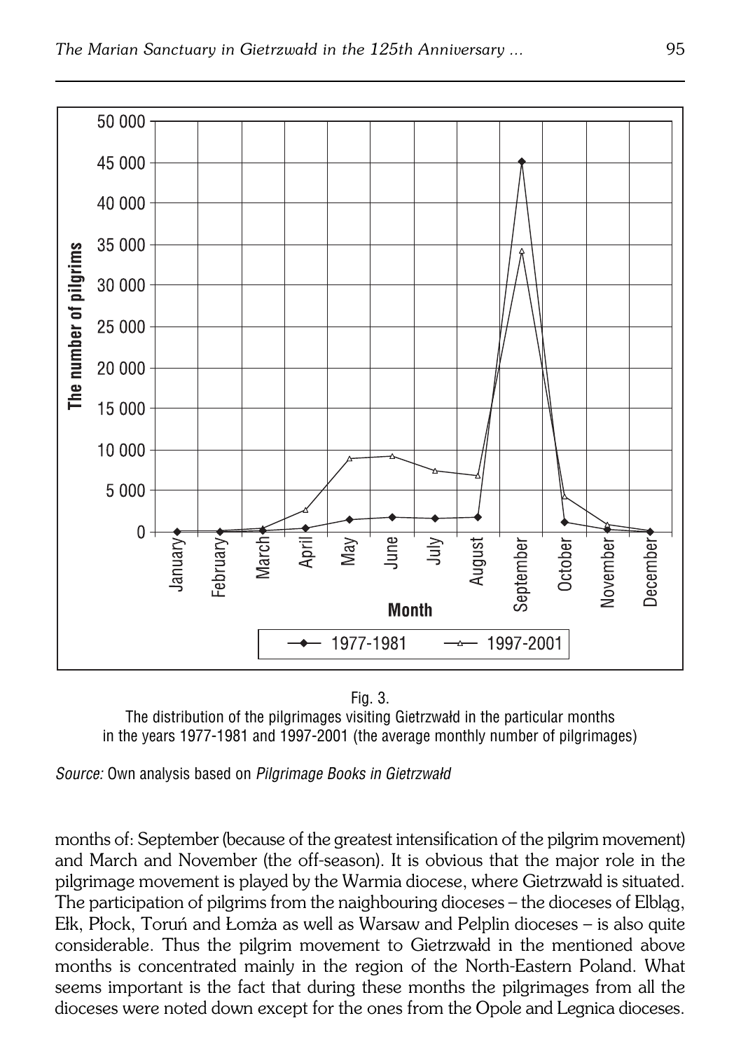Fig. 3.
The distribution of the pilgrimages visiting Gietrzwałd in the particular months in the years 1977-1981 and 1997-2001 (the average monthly number of pilgrimages)

*Source:* Own analysis based on *Pilgrimage Books in Gietrzwałd*

months of: September (because of the greatest intensification of the pilgrim movement) and March and November (the off-season). It is obvious that the major role in the pilgrimage movement is played by the Warmia diocese, where Gietrzwałd is situated. The participation of pilgrims from the naighbouring dioceses – the dioceses of Elbląg, Ełk, Płock, Toruń and Łomża as well as Warsaw and Pelplin dioceses – is also quite considerable. Thus the pilgrim movement to Gietrzwałd in the mentioned above months is concentrated mainly in the region of the North-Eastern Poland. What seems important is the fact that during these months the pilgrimages from all the dioceses were noted down except for the ones from the Opole and Legnica dioceses.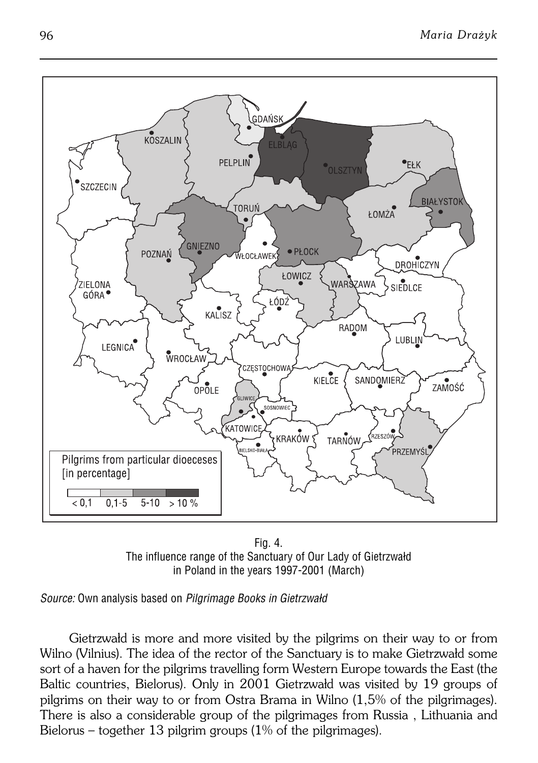Fig. 4.
The influence range of the Sanctuary of Our Lady of Gietrzwałd in Poland in the years 1997-2001 (March)

*Source:* Own analysis based on *Pilgrimage Books in Gietrzwałd*

Gietrzwałd is more and more visited by the pilgrims on their way to or from Wilno (Vilnius). The idea of the rector of the Sanctuary is to make Gietrzwałd some sort of a haven for the pilgrims travelling form Western Europe towards the East (the Baltic countries, Bielorus). Only in 2001 Gietrzwałd was visited by 19 groups of pilgrims on their way to or from Ostra Brama in Wilno (1,5% of the pilgrimages). There is also a considerable group of the pilgrimages from Russia , Lithuania and Bielorus – together 13 pilgrim groups (1% of the pilgrimages).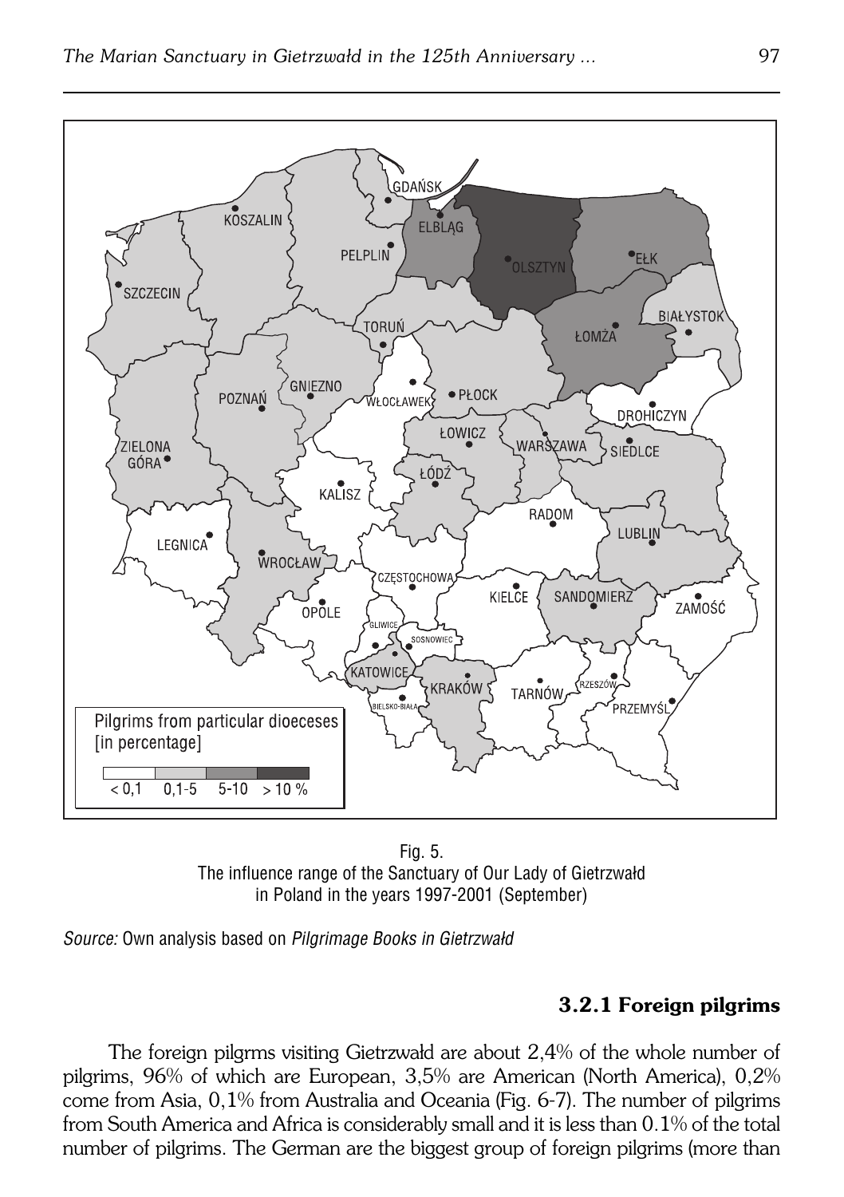Fig. 5.
The influence range of the Sanctuary of Our Lady of Gietrzwałd in Poland in the years 1997-2001 (September)

*Source:* Own analysis based on *Pilgrimage Books in Gietrzwałd*

### 3.2.1 Foreign pilgrims

The foreign pilgrms visiting Gietrzwałd are about 2,4% of the whole number of pilgrims, 96% of which are European, 3,5% are American (North America), 0,2% come from Asia, 0,1% from Australia and Oceania (Fig. 6-7). The number of pilgrims from South America and Africa is considerably small and it is less than 0.1% of the total number of pilgrims. The German are the biggest group of foreign pilgrims (more than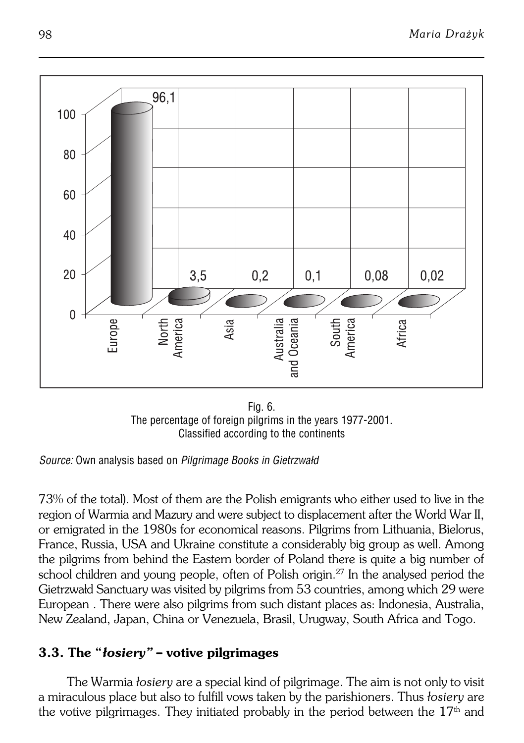Fig. 6.
The percentage of foreign pilgrims in the years 1977-2001.
Classified according to the continents

*Source:* Own analysis based on *Pilgrimage Books in Gietrzwałd*

73% of the total). Most of them are the Polish emigrants who either used to live in the region of Warmia and Mazury and were subject to displacement after the World War II, or emigrated in the 1980s for economical reasons. Pilgrims from Lithuania, Bielorus, France, Russia, USA and Ukraine constitute a considerably big group as well. Among the pilgrims from behind the Eastern border of Poland there is quite a big number of school children and young people, often of Polish origin.[27] In the analysed period the Gietrzwałd Sanctuary was visited by pilgrims from 53 countries, among which 29 were European . There were also pilgrims from such distant places as: Indonesia, Australia, New Zealand, Japan, China or Venezuela, Brasil, Urugway, South Africa and Togo.

### 3.3. The "*łosiery*" – votive pilgrimages

The Warmia *łosiery* are a special kind of pilgrimage. The aim is not only to visit a miraculous place but also to fulfill vows taken by the parishioners. Thus *łosiery* are the votive pilgrimages. They initiated probably in the period between the 17th and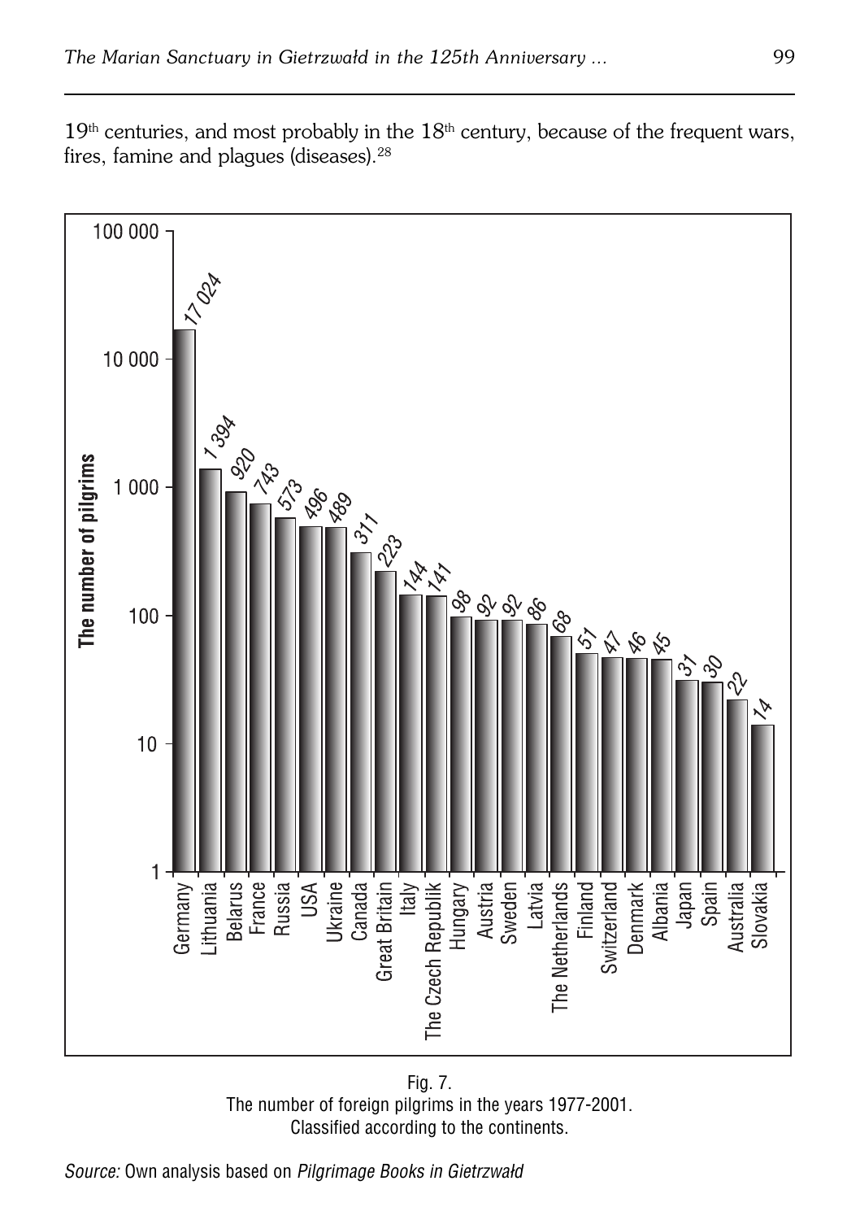19th centuries, and most probably in the 18th century, because of the frequent wars, fires, famine and plagues (diseases).[28]

| Country | The number of pilgrims |
|---|---|
| Germany | 17 024 |
| Lithuania | 1 394 |
| Belarus | 920 |
| France | 743 |
| Russia | 573 |
| USA | 496 |
| Ukraine | 489 |
| Canada | 311 |
| Great Britain | 223 |
| Italy | 144 |
| The Czech Republik | 141 |
| Hungary | 98 |
| Austria | 92 |
| Sweden | 92 |
| Latvia | 86 |
| The Netherlands | 68 |
| Finland | 51 |
| Switzerland | 47 |
| Denmark | 46 |
| Albania | 45 |
| Japan | 31 |
| Spain | 30 |
| Australia | 22 |
| Slovakia | 14 |

Fig. 7.
The number of foreign pilgrims in the years 1977-2001.
Classified according to the continents.

*Source:* Own analysis based on *Pilgrimage Books in Gietrzwałd*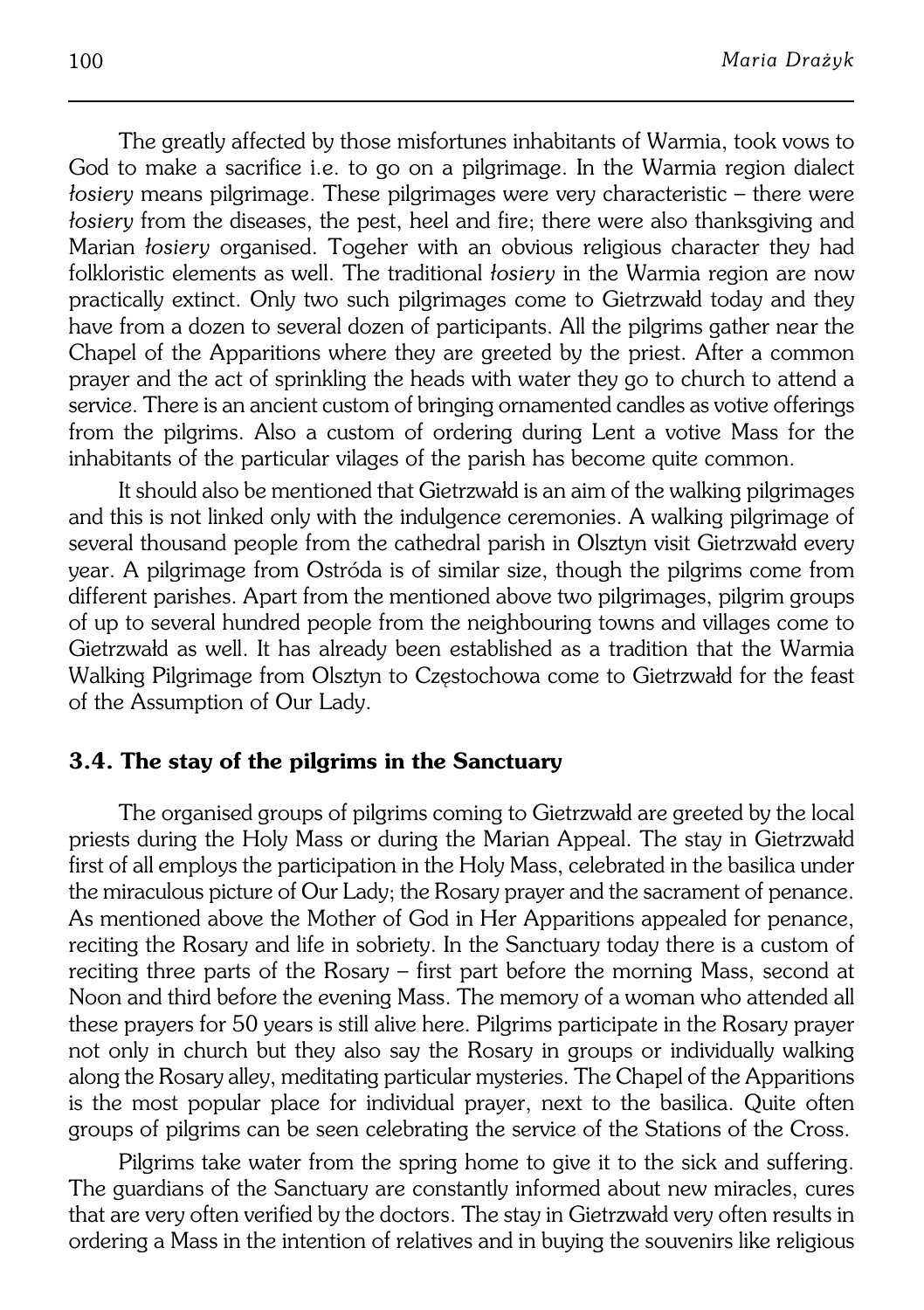The greatly affected by those misfortunes inhabitants of Warmia, took vows to God to make a sacrifice i.e. to go on a pilgrimage. In the Warmia region dialect *łosiery* means pilgrimage. These pilgrimages were very characteristic – there were *łosiery* from the diseases, the pest, heel and fire; there were also thanksgiving and Marian *łosiery* organised. Togeher with an obvious religious character they had folkloristic elements as well. The traditional *łosiery* in the Warmia region are now practically extinct. Only two such pilgrimages come to Gietrzwałd today and they have from a dozen to several dozen of participants. All the pilgrims gather near the Chapel of the Apparitions where they are greeted by the priest. After a common prayer and the act of sprinkling the heads with water they go to church to attend a service. There is an ancient custom of bringing ornamented candles as votive offerings from the pilgrims. Also a custom of ordering during Lent a votive Mass for the inhabitants of the particular vilages of the parish has become quite common.

It should also be mentioned that Gietrzwałd is an aim of the walking pilgrimages and this is not linked only with the indulgence ceremonies. A walking pilgrimage of several thousand people from the cathedral parish in Olsztyn visit Gietrzwałd every year. A pilgrimage from Ostróda is of similar size, though the pilgrims come from different parishes. Apart from the mentioned above two pilgrimages, pilgrim groups of up to several hundred people from the neighbouring towns and villages come to Gietrzwałd as well. It has already been established as a tradition that the Warmia Walking Pilgrimage from Olsztyn to Częstochowa come to Gietrzwałd for the feast of the Assumption of Our Lady.

### 3.4. The stay of the pilgrims in the Sanctuary

The organised groups of pilgrims coming to Gietrzwałd are greeted by the local priests during the Holy Mass or during the Marian Appeal. The stay in Gietrzwałd first of all employs the participation in the Holy Mass, celebrated in the basilica under the miraculous picture of Our Lady; the Rosary prayer and the sacrament of penance. As mentioned above the Mother of God in Her Apparitions appealed for penance, reciting the Rosary and life in sobriety. In the Sanctuary today there is a custom of reciting three parts of the Rosary – first part before the morning Mass, second at Noon and third before the evening Mass. The memory of a woman who attended all these prayers for 50 years is still alive here. Pilgrims participate in the Rosary prayer not only in church but they also say the Rosary in groups or individually walking along the Rosary alley, meditating particular mysteries. The Chapel of the Apparitions is the most popular place for individual prayer, next to the basilica. Quite often groups of pilgrims can be seen celebrating the service of the Stations of the Cross.

Pilgrims take water from the spring home to give it to the sick and suffering. The guardians of the Sanctuary are constantly informed about new miracles, cures that are very often verified by the doctors. The stay in Gietrzwałd very often results in ordering a Mass in the intention of relatives and in buying the souvenirs like religious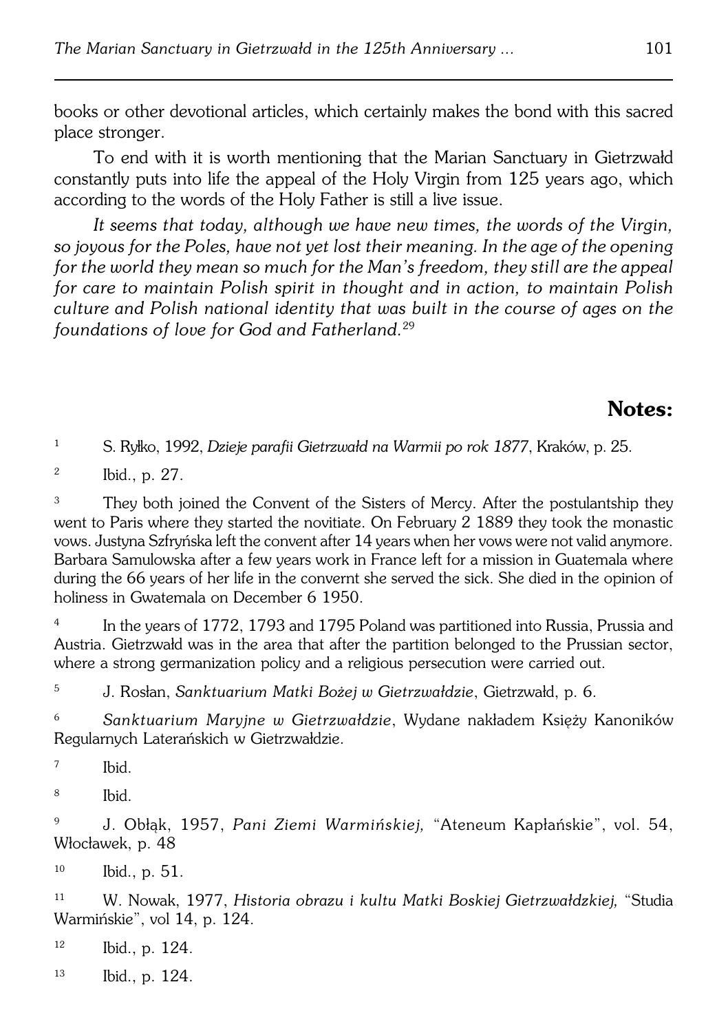books or other devotional articles, which certainly makes the bond with this sacred place stronger.

To end with it is worth mentioning that the Marian Sanctuary in Gietrzwałd constantly puts into life the appeal of the Holy Virgin from 125 years ago, which according to the words of the Holy Father is still a live issue.

*It seems that today, although we have new times, the words of the Virgin, so joyous for the Poles, have not yet lost their meaning. In the age of the opening for the world they mean so much for the Man's freedom, they still are the appeal for care to maintain Polish spirit in thought and in action, to maintain Polish culture and Polish national identity that was built in the course of ages on the foundations of love for God and Fatherland.*[29]

## Notes:

[1] S. Ryłko, 1992, *Dzieje parafii Gietrzwałd na Warmii po rok 1877*, Kraków, p. 25.

[2] Ibid., p. 27.

[3] They both joined the Convent of the Sisters of Mercy. After the postulantship they went to Paris where they started the novitiate. On February 2 1889 they took the monastic vows. Justyna Szfryńska left the convent after 14 years when her vows were not valid anymore. Barbara Samulowska after a few years work in France left for a mission in Guatemala where during the 66 years of her life in the convernt she served the sick. She died in the opinion of holiness in Gwatemala on December 6 1950.

[4] In the years of 1772, 1793 and 1795 Poland was partitioned into Russia, Prussia and Austria. Gietrzwałd was in the area that after the partition belonged to the Prussian sector, where a strong germanization policy and a religious persecution were carried out.

[5] J. Rosłan, *Sanktuarium Matki Bożej w Gietrzwałdzie*, Gietrzwałd, p. 6.

[6] *Sanktuarium Maryjne w Gietrzwałdzie*, Wydane nakładem Księży Kanoników Regularnych Laterańskich w Gietrzwałdzie.

[7] Ibid.

[8] Ibid.

[9] J. Obłąk, 1957, *Pani Ziemi Warmińskiej,* "Ateneum Kapłańskie", vol. 54, Włocławek, p. 48

[10] Ibid., p. 51.

[11] W. Nowak, 1977, *Historia obrazu i kultu Matki Boskiej Gietrzwałdzkiej,* "Studia Warmińskie", vol 14, p. 124.

[12] Ibid., p. 124.

[13] Ibid., p. 124.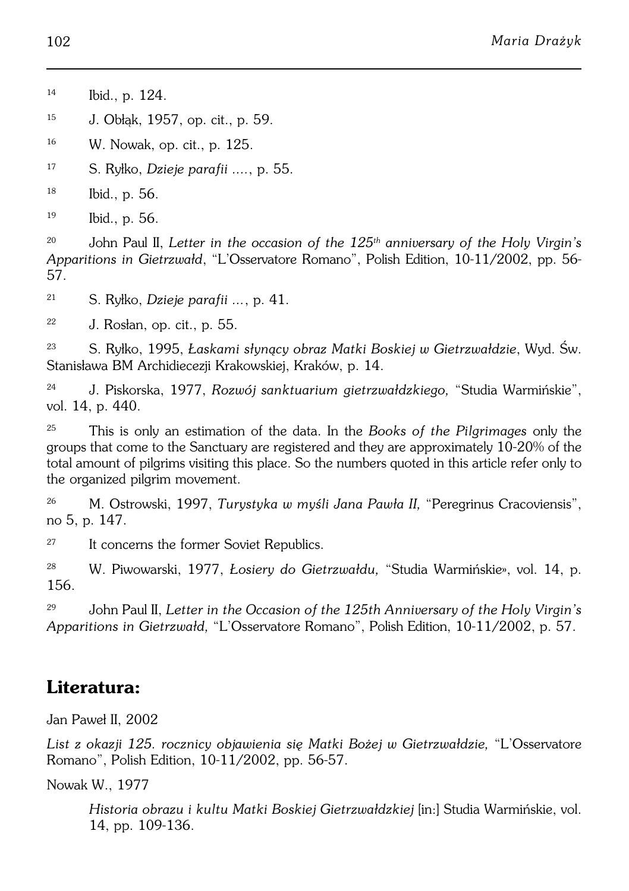[14] Ibid., p. 124.

[15] J. Obłąk, 1957, op. cit., p. 59.

[16] W. Nowak, op. cit., p. 125.

[17] S. Ryłko, *Dzieje parafii ....*, p. 55.

[18] Ibid., p. 56.

[19] Ibid., p. 56.

[20] John Paul II, *Letter in the occasion of the 125th anniversary of the Holy Virgin's Apparitions in Gietrzwałd*, "L'Osservatore Romano", Polish Edition, 10-11/2002, pp. 56-57.

[21] S. Ryłko, *Dzieje parafii ...*, p. 41.

[22] J. Rosłan, op. cit., p. 55.

[23] S. Ryłko, 1995, *Łaskami słynący obraz Matki Boskiej w Gietrzwałdzie*, Wyd. Św. Stanisława BM Archidiecezji Krakowskiej, Kraków, p. 14.

[24] J. Piskorska, 1977, *Rozwój sanktuarium gietrzwałdzkiego,* "Studia Warmińskie", vol. 14, p. 440.

[25] This is only an estimation of the data. In the *Books of the Pilgrimages* only the groups that come to the Sanctuary are registered and they are approximately 10-20% of the total amount of pilgrims visiting this place. So the numbers quoted in this article refer only to the organized pilgrim movement.

[26] M. Ostrowski, 1997, *Turystyka w myśli Jana Pawła II,* "Peregrinus Cracoviensis", no 5, p. 147.

[27] It concerns the former Soviet Republics.

[28] W. Piwowarski, 1977, *Łosiery do Gietrzwałdu,* "Studia Warmińskie», vol. 14, p. 156.

[29] John Paul II, *Letter in the Occasion of the 125th Anniversary of the Holy Virgin's Apparitions in Gietrzwałd,* "L'Osservatore Romano", Polish Edition, 10-11/2002, p. 57.

## Literatura:

Jan Paweł II, 2002

*List z okazji 125. rocznicy objawienia się Matki Bożej w Gietrzwałdzie,* "L'Osservatore Romano", Polish Edition, 10-11/2002, pp. 56-57.

Nowak W., 1977

*Historia obrazu i kultu Matki Boskiej Gietrzwałdzkiej* [in:] Studia Warmińskie, vol. 14, pp. 109-136.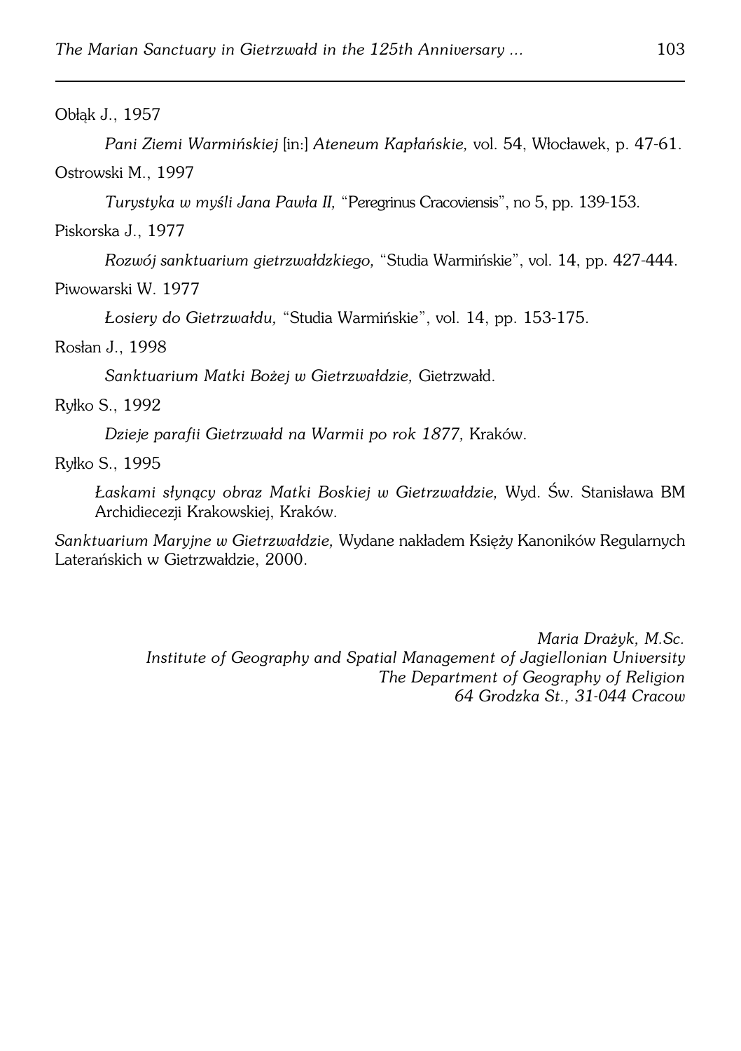Obłąk J., 1957

*Pani Ziemi Warmińskiej* [in:] *Ateneum Kapłańskie,* vol. 54, Włocławek, p. 47-61.

Ostrowski M., 1997

*Turystyka w myśli Jana Pawła II,* "Peregrinus Cracoviensis", no 5, pp. 139-153.

Piskorska J., 1977

*Rozwój sanktuarium gietrzwałdzkiego,* "Studia Warmińskie", vol. 14, pp. 427-444.

Piwowarski W. 1977

*Łosiery do Gietrzwałdu,* "Studia Warmińskie", vol. 14, pp. 153-175.

Rosłan J., 1998

*Sanktuarium Matki Bożej w Gietrzwałdzie,* Gietrzwałd.

Ryłko S., 1992

*Dzieje parafii Gietrzwałd na Warmii po rok 1877,* Kraków.

Ryłko S., 1995

*Łaskami słynący obraz Matki Boskiej w Gietrzwałdzie,* Wyd. Św. Stanisława BM Archidiecezji Krakowskiej, Kraków.

*Sanktuarium Maryjne w Gietrzwałdzie,* Wydane nakładem Księży Kanoników Regularnych Laterańskich w Gietrzwałdzie, 2000.

*Maria Drażyk, M.Sc.*
*Institute of Geography and Spatial Management of Jagiellonian University*
*The Department of Geography of Religion*
*64 Grodzka St., 31-044 Cracow*